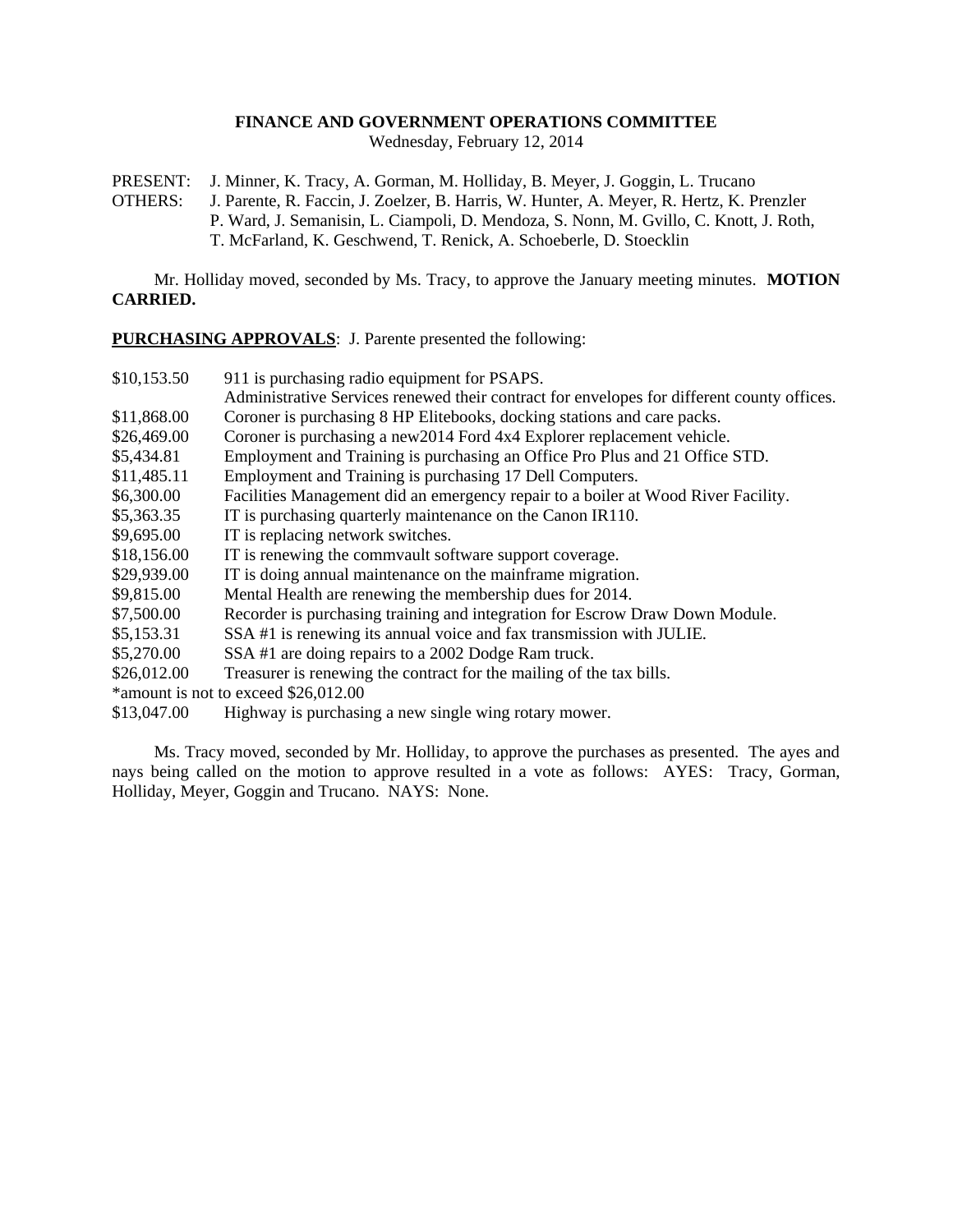**FINANCE AND GOVERNMENT OPERATIONS COMMITTEE**
Wednesday, February 12, 2014

PRESENT: J. Minner, K. Tracy, A. Gorman, M. Holliday, B. Meyer, J. Goggin, L. Trucano
OTHERS: J. Parente, R. Faccin, J. Zoelzer, B. Harris, W. Hunter, A. Meyer, R. Hertz, K. Prenzler P. Ward, J. Semanisin, L. Ciampoli, D. Mendoza, S. Nonn, M. Gvillo, C. Knott, J. Roth, T. McFarland, K. Geschwend, T. Renick, A. Schoeberle, D. Stoecklin

Mr. Holliday moved, seconded by Ms. Tracy, to approve the January meeting minutes. **MOTION CARRIED.**

**PURCHASING APPROVALS**: J. Parente presented the following:

| | |
|---|---|
| $10,153.50 | 911 is purchasing radio equipment for PSAPS. |
| | Administrative Services renewed their contract for envelopes for different county offices. |
| $11,868.00 | Coroner is purchasing 8 HP Elitebooks, docking stations and care packs. |
| $26,469.00 | Coroner is purchasing a new2014 Ford 4x4 Explorer replacement vehicle. |
| $5,434.81 | Employment and Training is purchasing an Office Pro Plus and 21 Office STD. |
| $11,485.11 | Employment and Training is purchasing 17 Dell Computers. |
| $6,300.00 | Facilities Management did an emergency repair to a boiler at Wood River Facility. |
| $5,363.35 | IT is purchasing quarterly maintenance on the Canon IR110. |
| $9,695.00 | IT is replacing network switches. |
| $18,156.00 | IT is renewing the commvault software support coverage. |
| $29,939.00 | IT is doing annual maintenance on the mainframe migration. |
| $9,815.00 | Mental Health are renewing the membership dues for 2014. |
| $7,500.00 | Recorder is purchasing training and integration for Escrow Draw Down Module. |
| $5,153.31 | SSA #1 is renewing its annual voice and fax transmission with JULIE. |
| $5,270.00 | SSA #1 are doing repairs to a 2002 Dodge Ram truck. |
| $26,012.00 | Treasurer is renewing the contract for the mailing of the tax bills. |
| *amount is not to exceed $26,012.00 | |
| $13,047.00 | Highway is purchasing a new single wing rotary mower. |

Ms. Tracy moved, seconded by Mr. Holliday, to approve the purchases as presented. The ayes and nays being called on the motion to approve resulted in a vote as follows: AYES: Tracy, Gorman, Holliday, Meyer, Goggin and Trucano. NAYS: None.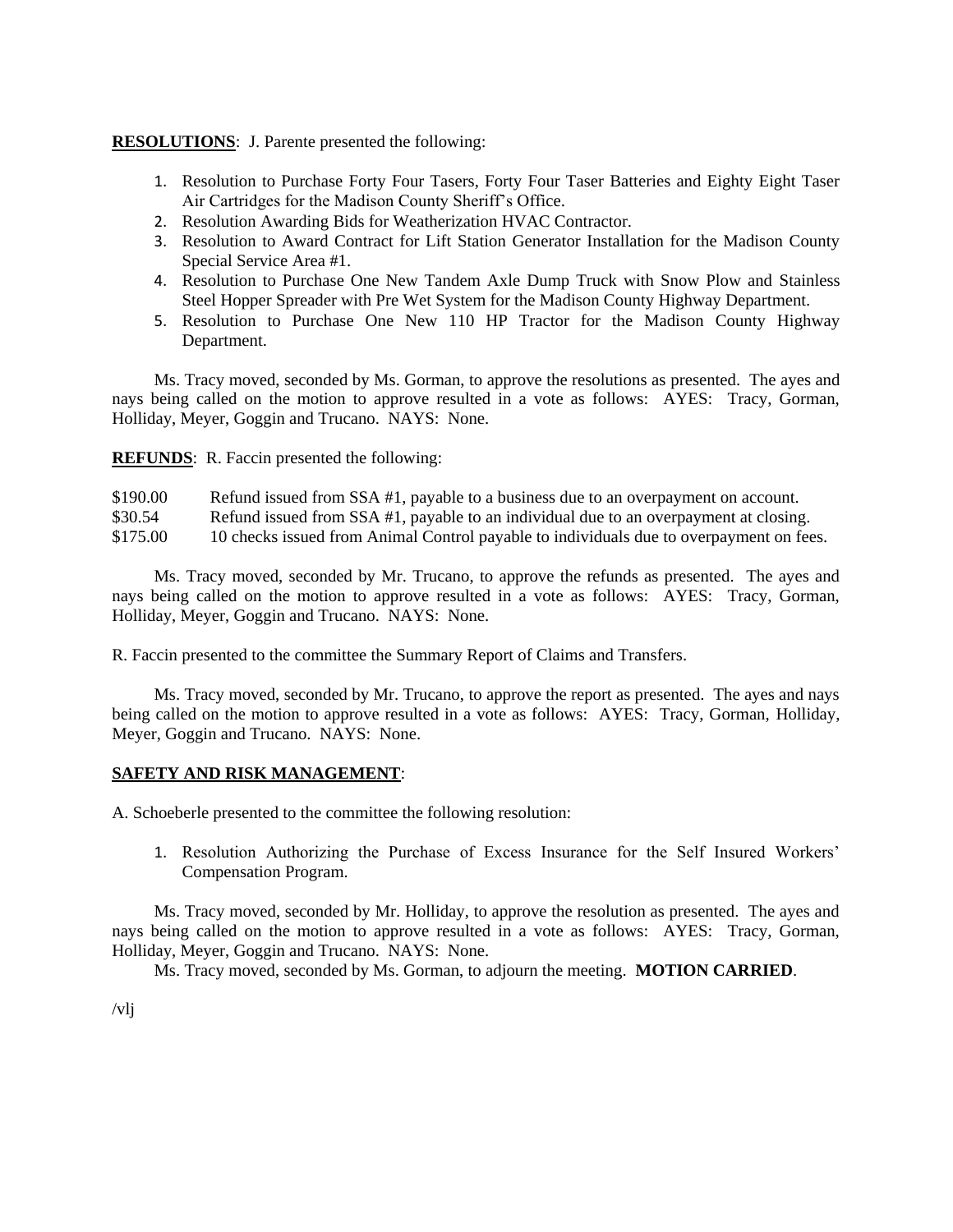**RESOLUTIONS**: J. Parente presented the following:

1. Resolution to Purchase Forty Four Tasers, Forty Four Taser Batteries and Eighty Eight Taser Air Cartridges for the Madison County Sheriff's Office.
2. Resolution Awarding Bids for Weatherization HVAC Contractor.
3. Resolution to Award Contract for Lift Station Generator Installation for the Madison County Special Service Area #1.
4. Resolution to Purchase One New Tandem Axle Dump Truck with Snow Plow and Stainless Steel Hopper Spreader with Pre Wet System for the Madison County Highway Department.
5. Resolution to Purchase One New 110 HP Tractor for the Madison County Highway Department.

Ms. Tracy moved, seconded by Ms. Gorman, to approve the resolutions as presented. The ayes and nays being called on the motion to approve resulted in a vote as follows: AYES: Tracy, Gorman, Holliday, Meyer, Goggin and Trucano. NAYS: None.

**REFUNDS**: R. Faccin presented the following:

| | |
|---|---|
| $190.00 | Refund issued from SSA #1, payable to a business due to an overpayment on account. |
| $30.54 | Refund issued from SSA #1, payable to an individual due to an overpayment at closing. |
| $175.00 | 10 checks issued from Animal Control payable to individuals due to overpayment on fees. |

Ms. Tracy moved, seconded by Mr. Trucano, to approve the refunds as presented. The ayes and nays being called on the motion to approve resulted in a vote as follows: AYES: Tracy, Gorman, Holliday, Meyer, Goggin and Trucano. NAYS: None.

R. Faccin presented to the committee the Summary Report of Claims and Transfers.

Ms. Tracy moved, seconded by Mr. Trucano, to approve the report as presented. The ayes and nays being called on the motion to approve resulted in a vote as follows: AYES: Tracy, Gorman, Holliday, Meyer, Goggin and Trucano. NAYS: None.

**SAFETY AND RISK MANAGEMENT**:

A. Schoeberle presented to the committee the following resolution:

1. Resolution Authorizing the Purchase of Excess Insurance for the Self Insured Workers' Compensation Program.

Ms. Tracy moved, seconded by Mr. Holliday, to approve the resolution as presented. The ayes and nays being called on the motion to approve resulted in a vote as follows: AYES: Tracy, Gorman, Holliday, Meyer, Goggin and Trucano. NAYS: None.

Ms. Tracy moved, seconded by Ms. Gorman, to adjourn the meeting. **MOTION CARRIED**.

/vlj